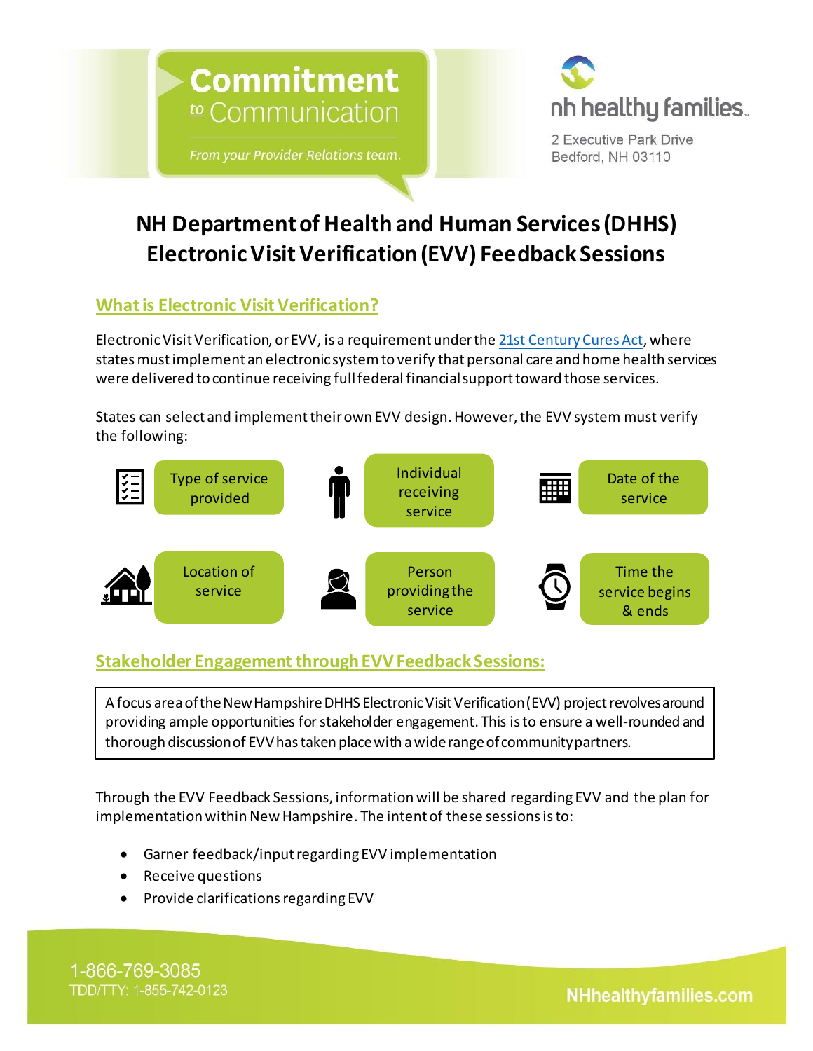**Commitment to Communication**

*From your Provider Relations team.*

nh healthy families

2 Executive Park Drive
Bedford, NH 03110

# NH Department of Health and Human Services (DHHS) Electronic Visit Verification (EVV) Feedback Sessions

## What is Electronic Visit Verification?

Electronic Visit Verification, or EVV, is a requirement under the 21st Century Cures Act, where states must implement an electronic system to verify that personal care and home health services were delivered to continue receiving full federal financial support toward those services.

States can select and implement their own EVV design. However, the EVV system must verify the following:

- Type of service provided
- Individual receiving service
- Date of the service
- Location of service
- Person providing the service
- Time the service begins & ends

## Stakeholder Engagement through EVV Feedback Sessions:

A focus area of the New Hampshire DHHS Electronic Visit Verification (EVV) project revolves around providing ample opportunities for stakeholder engagement. This is to ensure a well-rounded and thorough discussion of EVV has taken place with a wide range of community partners.

Through the EVV Feedback Sessions, information will be shared regarding EVV and the plan for implementation within New Hampshire. The intent of these sessions is to:

- Garner feedback/input regarding EVV implementation
- Receive questions
- Provide clarifications regarding EVV

1-866-769-3085
TDD/TTY: 1-855-742-0123

NHhealthyfamilies.com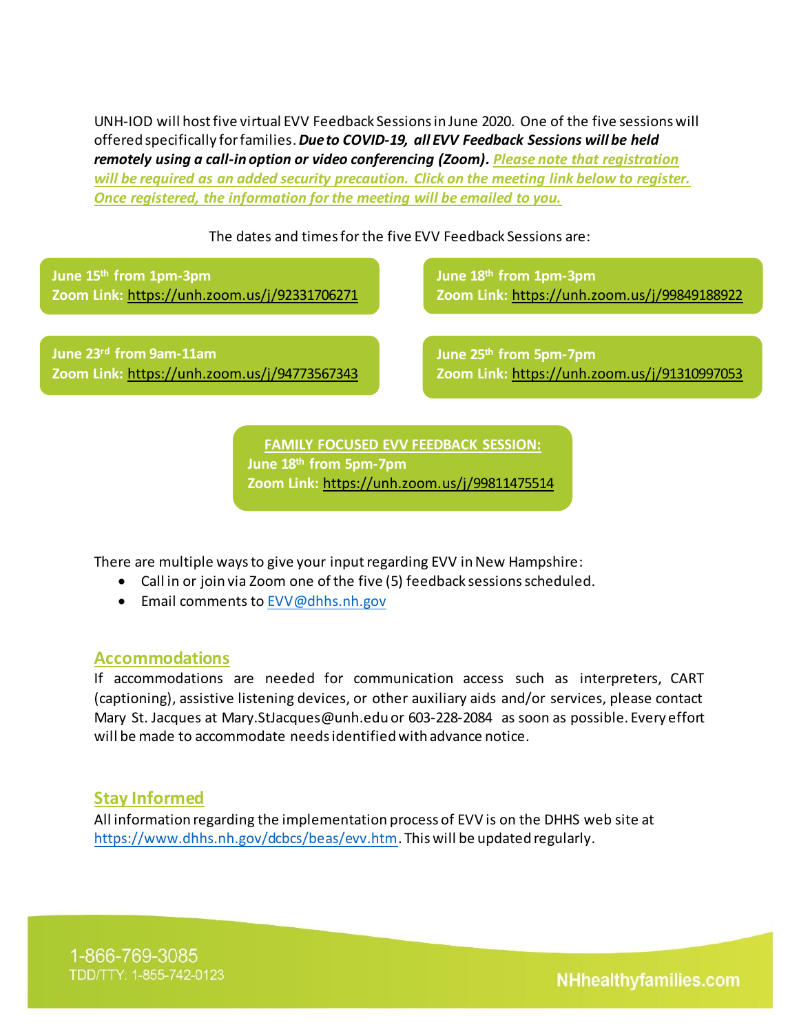UNH-IOD will host five virtual EVV Feedback Sessions in June 2020. One of the five sessions will offered specifically for families. ***Due to COVID-19, all EVV Feedback Sessions will be held remotely using a call-in option or video conferencing (Zoom).*** ***Please note that registration will be required as an added security precaution. Click on the meeting link below to register. Once registered, the information for the meeting will be emailed to you.***

The dates and times for the five EVV Feedback Sessions are:

**June 15th from 1pm-3pm**
**Zoom Link:** https://unh.zoom.us/j/92331706271

**June 18th from 1pm-3pm**
**Zoom Link:** https://unh.zoom.us/j/99849188922

**June 23rd from 9am-11am**
**Zoom Link:** https://unh.zoom.us/j/94773567343

**June 25th from 5pm-7pm**
**Zoom Link:** https://unh.zoom.us/j/91310997053

**FAMILY FOCUSED EVV FEEDBACK SESSION:**
**June 18th from 5pm-7pm**
**Zoom Link:** https://unh.zoom.us/j/99811475514

There are multiple ways to give your input regarding EVV in New Hampshire:

- Call in or join via Zoom one of the five (5) feedback sessions scheduled.
- Email comments to EVV@dhhs.nh.gov

## Accommodations

If accommodations are needed for communication access such as interpreters, CART (captioning), assistive listening devices, or other auxiliary aids and/or services, please contact Mary St. Jacques at Mary.StJacques@unh.edu or 603-228-2084 as soon as possible. Every effort will be made to accommodate needs identified with advance notice.

## Stay Informed

All information regarding the implementation process of EVV is on the DHHS web site at https://www.dhhs.nh.gov/dcbcs/beas/evv.htm. This will be updated regularly.

1-866-769-3085
TDD/TTY: 1-855-742-0123

NHhealthyfamilies.com